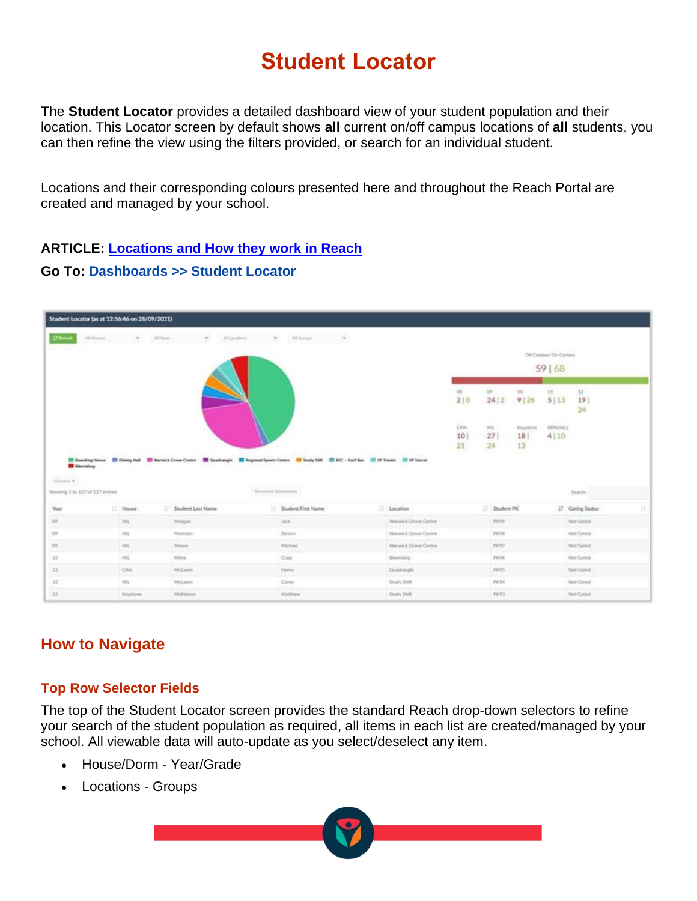# Student Locator

The **Student Locator** provides a detailed dashboard view of your student population and their location. This Locator screen by default shows **all** current on/off campus locations of **all** students, you can then refine the view using the filters provided, or search for an individual student.

Locations and their corresponding colours presented here and throughout the Reach Portal are created and managed by your school.

**ARTICLE:** [Locations and How they work in Reach]()

**Go To:** Dashboards >> Student Locator

## How to Navigate

### Top Row Selector Fields

The top of the Student Locator screen provides the standard Reach drop-down selectors to refine your search of the student population as required, all items in each list are created/managed by your school. All viewable data will auto-update as you select/deselect any item.

- House/Dorm - Year/Grade
- Locations - Groups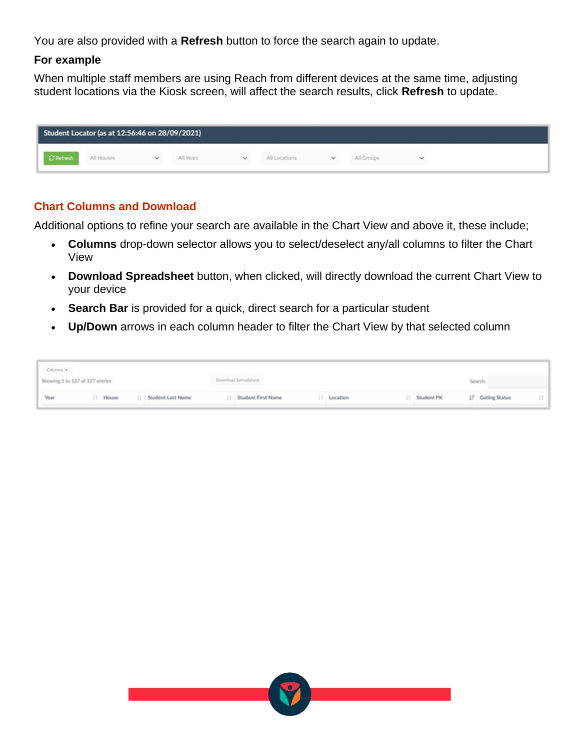You are also provided with a **Refresh** button to force the search again to update.

**For example**

When multiple staff members are using Reach from different devices at the same time, adjusting student locations via the Kiosk screen, will affect the search results, click **Refresh** to update.

## Chart Columns and Download

Additional options to refine your search are available in the Chart View and above it, these include;

- **Columns** drop-down selector allows you to select/deselect any/all columns to filter the Chart View
- **Download Spreadsheet** button, when clicked, will directly download the current Chart View to your device
- **Search Bar** is provided for a quick, direct search for a particular student
- **Up/Down** arrows in each column header to filter the Chart View by that selected column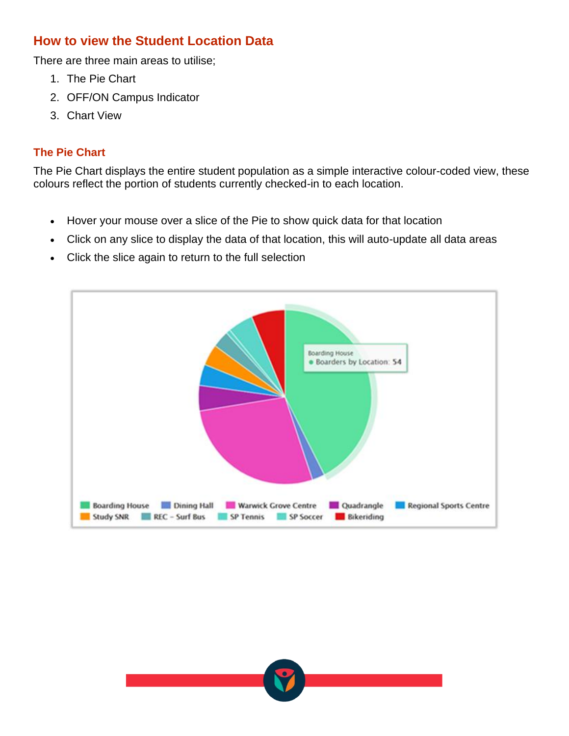## How to view the Student Location Data

There are three main areas to utilise;

1. The Pie Chart
2. OFF/ON Campus Indicator
3. Chart View

### The Pie Chart

The Pie Chart displays the entire student population as a simple interactive colour-coded view, these colours reflect the portion of students currently checked-in to each location.

- Hover your mouse over a slice of the Pie to show quick data for that location
- Click on any slice to display the data of that location, this will auto-update all data areas
- Click the slice again to return to the full selection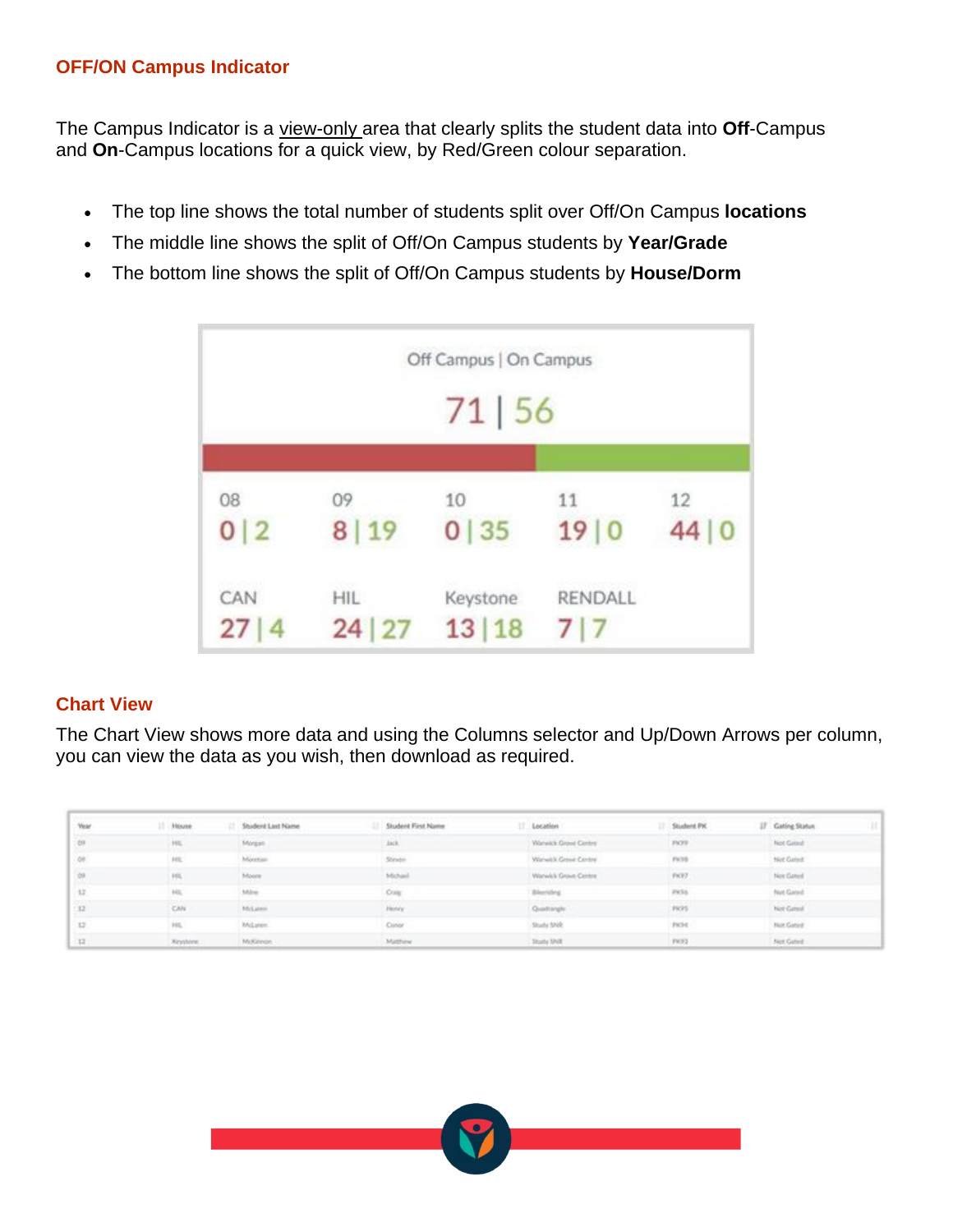### OFF/ON Campus Indicator

The Campus Indicator is a view-only area that clearly splits the student data into **Off**-Campus and **On**-Campus locations for a quick view, by Red/Green colour separation.

- The top line shows the total number of students split over Off/On Campus **locations**
- The middle line shows the split of Off/On Campus students by **Year/Grade**
- The bottom line shows the split of Off/On Campus students by **House/Dorm**

Off Campus | On Campus

71 | 56

08
0 | 2

09
8 | 19

10
0 | 35

11
19 | 0

12
44 | 0

CAN
27 | 4

HIL
24 | 27

Keystone
13 | 18

RENDALL
7 | 7

### Chart View

The Chart View shows more data and using the Columns selector and Up/Down Arrows per column, you can view the data as you wish, then download as required.

| Year | House | Student Last Name | Student First Name | Location | Student PK | Gating Status |
|---|---|---|---|---|---|---|
| 09 | HIL | Morgan | Jack | Warwick Grove Centre | PK99 | Not Gated |
| 09 | HIL | Moreton | Steven | Warwick Grove Centre | PK98 | Not Gated |
| 09 | HIL | Moore | Michael | Warwick Grove Centre | PK97 | Not Gated |
| 12 | HIL | Milne | Craig | Biking | PK96 | Not Gated |
| 12 | CAN | McLaren | Henry | Quadrangle | PK95 | Not Gated |
| 12 | HIL | McLaren | Conor | Study SNR | PK94 | Not Gated |
| 12 | Keystone | McKinnon | Matthew | Study SNR | PK93 | Not Gated |